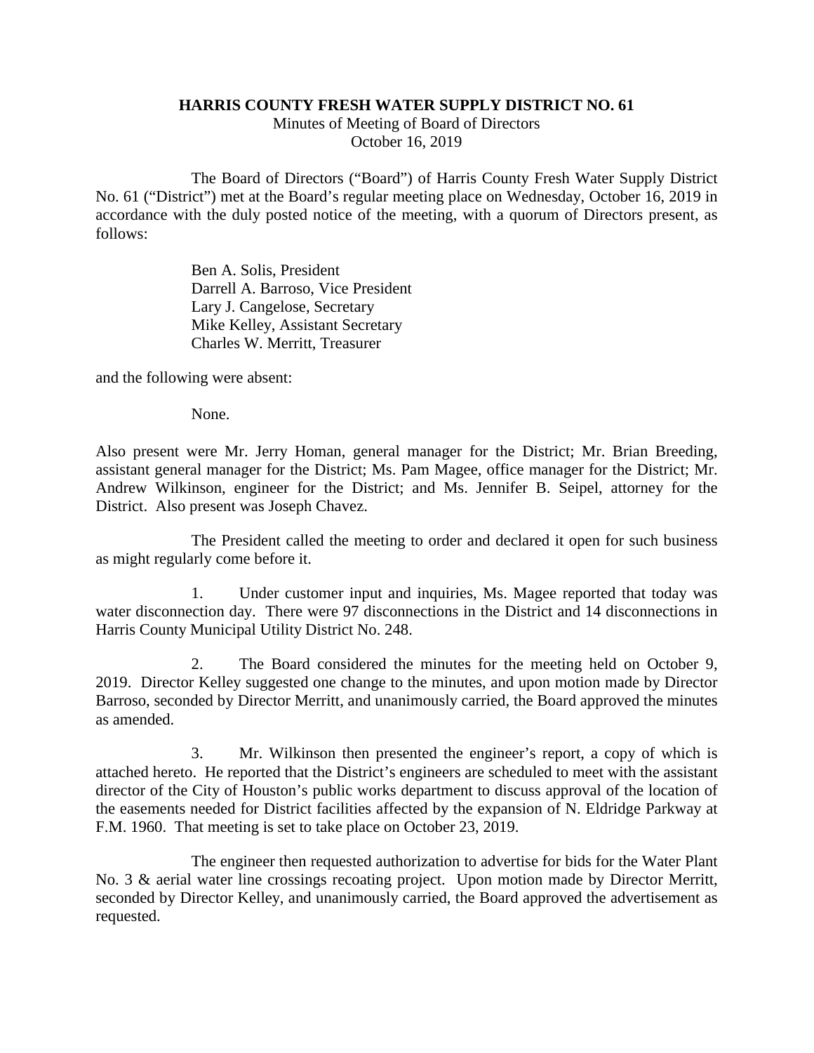**HARRIS COUNTY FRESH WATER SUPPLY DISTRICT NO. 61**

Minutes of Meeting of Board of Directors

October 16, 2019

The Board of Directors ("Board") of Harris County Fresh Water Supply District No. 61 ("District") met at the Board's regular meeting place on Wednesday, October 16, 2019 in accordance with the duly posted notice of the meeting, with a quorum of Directors present, as follows:

Ben A. Solis, President
Darrell A. Barroso, Vice President
Lary J. Cangelose, Secretary
Mike Kelley, Assistant Secretary
Charles W. Merritt, Treasurer

and the following were absent:

None.

Also present were Mr. Jerry Homan, general manager for the District; Mr. Brian Breeding, assistant general manager for the District; Ms. Pam Magee, office manager for the District; Mr. Andrew Wilkinson, engineer for the District; and Ms. Jennifer B. Seipel, attorney for the District. Also present was Joseph Chavez.

The President called the meeting to order and declared it open for such business as might regularly come before it.

1. Under customer input and inquiries, Ms. Magee reported that today was water disconnection day. There were 97 disconnections in the District and 14 disconnections in Harris County Municipal Utility District No. 248.

2. The Board considered the minutes for the meeting held on October 9, 2019. Director Kelley suggested one change to the minutes, and upon motion made by Director Barroso, seconded by Director Merritt, and unanimously carried, the Board approved the minutes as amended.

3. Mr. Wilkinson then presented the engineer's report, a copy of which is attached hereto. He reported that the District's engineers are scheduled to meet with the assistant director of the City of Houston's public works department to discuss approval of the location of the easements needed for District facilities affected by the expansion of N. Eldridge Parkway at F.M. 1960. That meeting is set to take place on October 23, 2019.

The engineer then requested authorization to advertise for bids for the Water Plant No. 3 & aerial water line crossings recoating project. Upon motion made by Director Merritt, seconded by Director Kelley, and unanimously carried, the Board approved the advertisement as requested.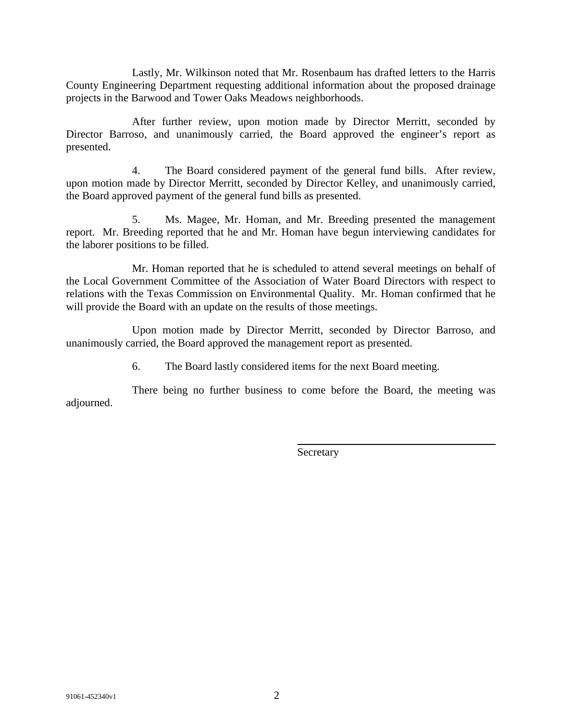Lastly, Mr. Wilkinson noted that Mr. Rosenbaum has drafted letters to the Harris County Engineering Department requesting additional information about the proposed drainage projects in the Barwood and Tower Oaks Meadows neighborhoods.

After further review, upon motion made by Director Merritt, seconded by Director Barroso, and unanimously carried, the Board approved the engineer's report as presented.

4. The Board considered payment of the general fund bills. After review, upon motion made by Director Merritt, seconded by Director Kelley, and unanimously carried, the Board approved payment of the general fund bills as presented.

5. Ms. Magee, Mr. Homan, and Mr. Breeding presented the management report. Mr. Breeding reported that he and Mr. Homan have begun interviewing candidates for the laborer positions to be filled.

Mr. Homan reported that he is scheduled to attend several meetings on behalf of the Local Government Committee of the Association of Water Board Directors with respect to relations with the Texas Commission on Environmental Quality. Mr. Homan confirmed that he will provide the Board with an update on the results of those meetings.

Upon motion made by Director Merritt, seconded by Director Barroso, and unanimously carried, the Board approved the management report as presented.

6. The Board lastly considered items for the next Board meeting.

There being no further business to come before the Board, the meeting was adjourned.

\_\_\_\_\_\_\_\_\_\_\_\_\_\_\_\_\_\_\_\_\_\_\_\_\_\_\_\_\_\_\_\_

Secretary

91061-452340v1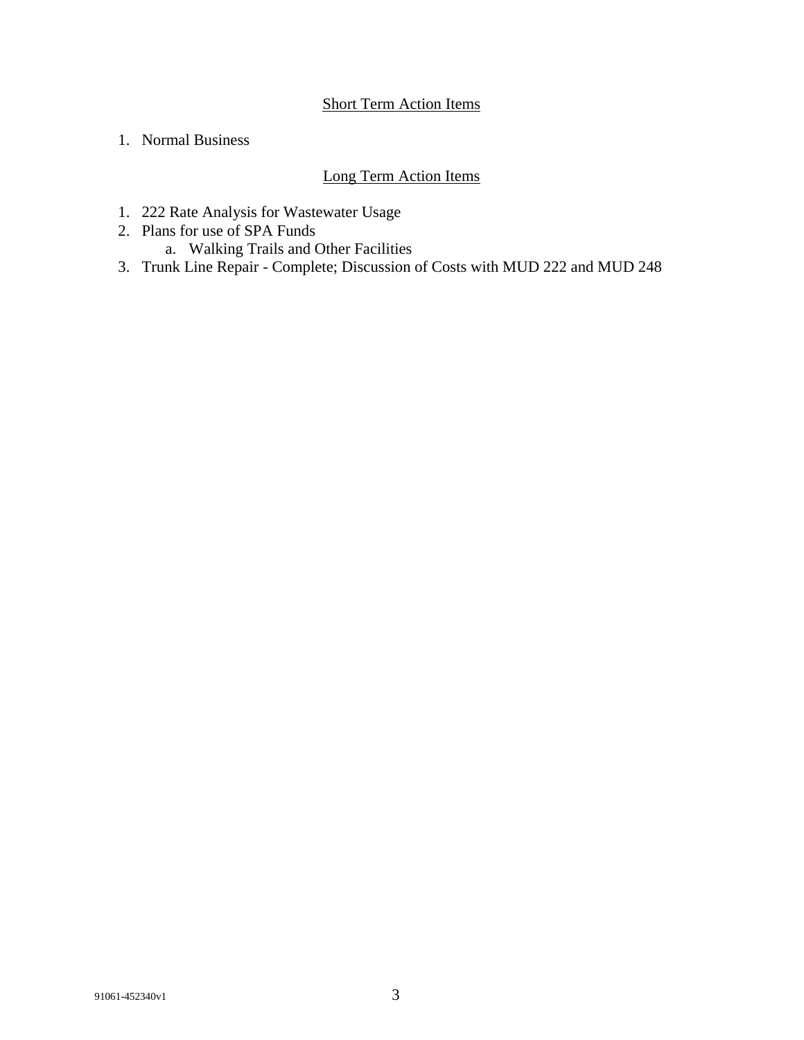## Short Term Action Items

1. Normal Business

## Long Term Action Items

1. 222 Rate Analysis for Wastewater Usage
2. Plans for use of SPA Funds
    a. Walking Trails and Other Facilities
3. Trunk Line Repair - Complete; Discussion of Costs with MUD 222 and MUD 248